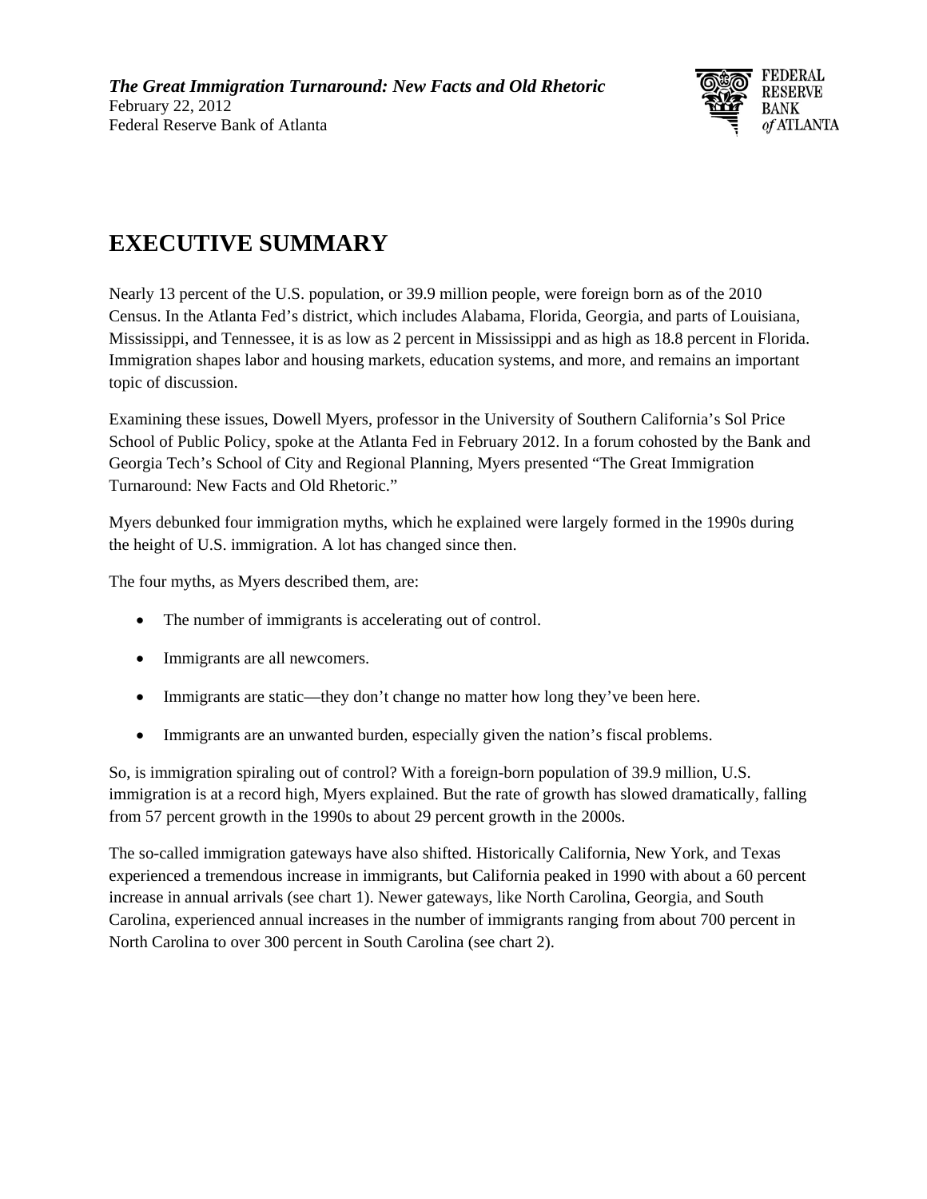*The Great Immigration Turnaround: New Facts and Old Rhetoric*
February 22, 2012
Federal Reserve Bank of Atlanta

# EXECUTIVE SUMMARY

Nearly 13 percent of the U.S. population, or 39.9 million people, were foreign born as of the 2010 Census. In the Atlanta Fed's district, which includes Alabama, Florida, Georgia, and parts of Louisiana, Mississippi, and Tennessee, it is as low as 2 percent in Mississippi and as high as 18.8 percent in Florida. Immigration shapes labor and housing markets, education systems, and more, and remains an important topic of discussion.

Examining these issues, Dowell Myers, professor in the University of Southern California's Sol Price School of Public Policy, spoke at the Atlanta Fed in February 2012. In a forum cohosted by the Bank and Georgia Tech's School of City and Regional Planning, Myers presented "The Great Immigration Turnaround: New Facts and Old Rhetoric."

Myers debunked four immigration myths, which he explained were largely formed in the 1990s during the height of U.S. immigration. A lot has changed since then.

The four myths, as Myers described them, are:

- The number of immigrants is accelerating out of control.
- Immigrants are all newcomers.
- Immigrants are static—they don't change no matter how long they've been here.
- Immigrants are an unwanted burden, especially given the nation's fiscal problems.

So, is immigration spiraling out of control? With a foreign-born population of 39.9 million, U.S. immigration is at a record high, Myers explained. But the rate of growth has slowed dramatically, falling from 57 percent growth in the 1990s to about 29 percent growth in the 2000s.

The so-called immigration gateways have also shifted. Historically California, New York, and Texas experienced a tremendous increase in immigrants, but California peaked in 1990 with about a 60 percent increase in annual arrivals (see chart 1). Newer gateways, like North Carolina, Georgia, and South Carolina, experienced annual increases in the number of immigrants ranging from about 700 percent in North Carolina to over 300 percent in South Carolina (see chart 2).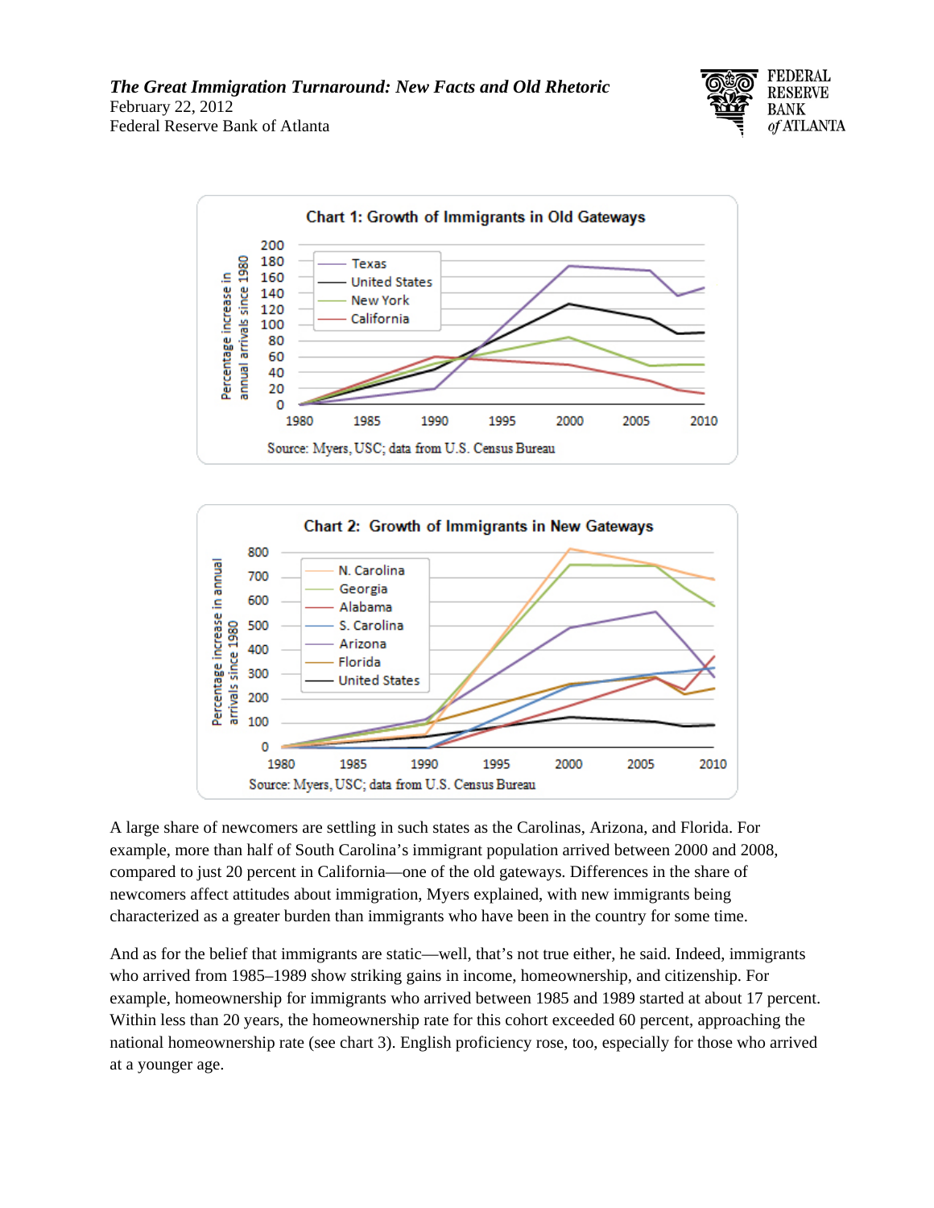Chart 1: Growth of Immigrants in Old Gateways

Source: Myers, USC; data from U.S. Census Bureau

Chart 2: Growth of Immigrants in New Gateways

Source: Myers, USC; data from U.S. Census Bureau

A large share of newcomers are settling in such states as the Carolinas, Arizona, and Florida. For example, more than half of South Carolina's immigrant population arrived between 2000 and 2008, compared to just 20 percent in California—one of the old gateways. Differences in the share of newcomers affect attitudes about immigration, Myers explained, with new immigrants being characterized as a greater burden than immigrants who have been in the country for some time.

And as for the belief that immigrants are static—well, that's not true either, he said. Indeed, immigrants who arrived from 1985–1989 show striking gains in income, homeownership, and citizenship. For example, homeownership for immigrants who arrived between 1985 and 1989 started at about 17 percent. Within less than 20 years, the homeownership rate for this cohort exceeded 60 percent, approaching the national homeownership rate (see chart 3). English proficiency rose, too, especially for those who arrived at a younger age.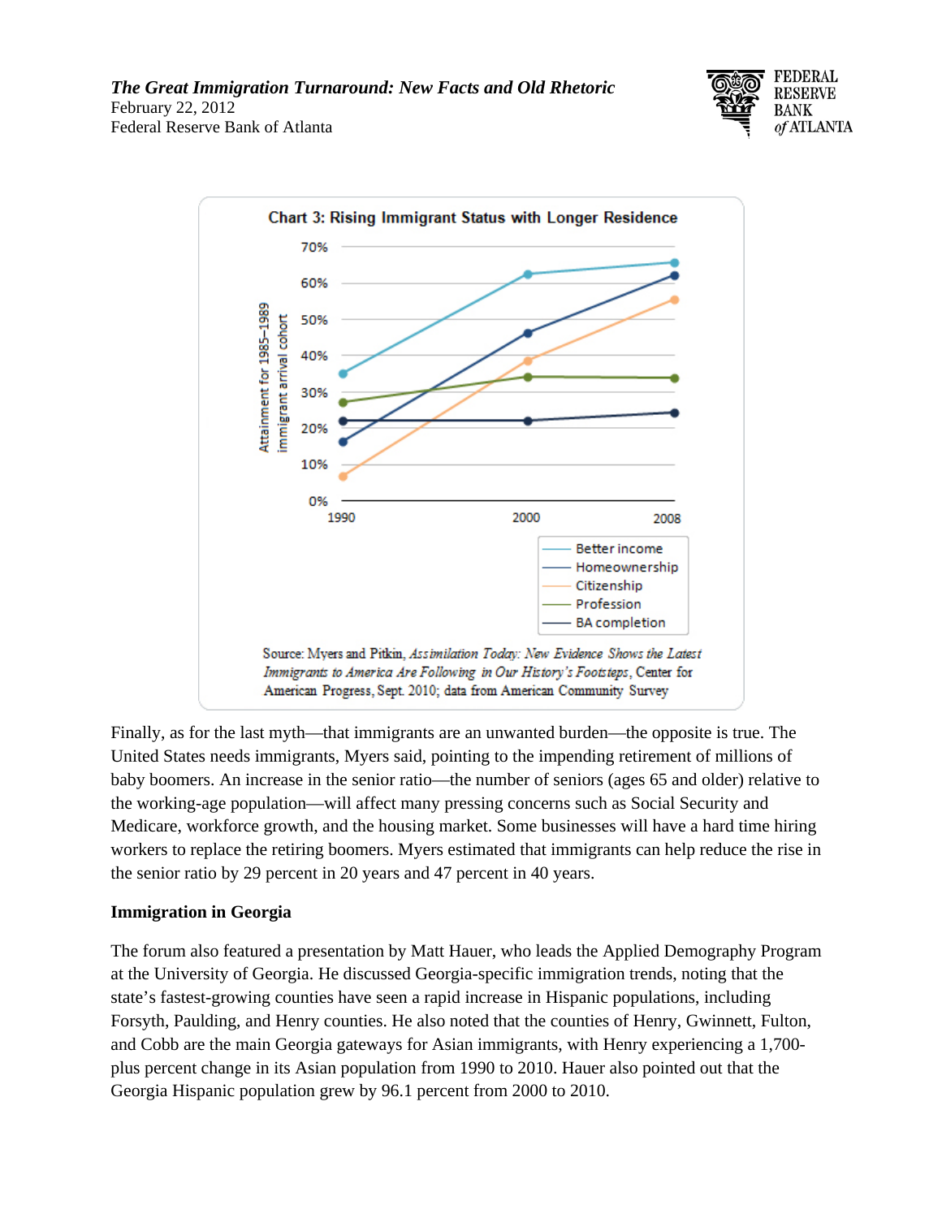**Chart 3: Rising Immigrant Status with Longer Residence**

Source: Myers and Pitkin, *Assimilation Today: New Evidence Shows the Latest Immigrants to America Are Following in Our History's Footsteps*, Center for American Progress, Sept. 2010; data from American Community Survey

Finally, as for the last myth—that immigrants are an unwanted burden—the opposite is true. The United States needs immigrants, Myers said, pointing to the impending retirement of millions of baby boomers. An increase in the senior ratio—the number of seniors (ages 65 and older) relative to the working-age population—will affect many pressing concerns such as Social Security and Medicare, workforce growth, and the housing market. Some businesses will have a hard time hiring workers to replace the retiring boomers. Myers estimated that immigrants can help reduce the rise in the senior ratio by 29 percent in 20 years and 47 percent in 40 years.

**Immigration in Georgia**

The forum also featured a presentation by Matt Hauer, who leads the Applied Demography Program at the University of Georgia. He discussed Georgia-specific immigration trends, noting that the state's fastest-growing counties have seen a rapid increase in Hispanic populations, including Forsyth, Paulding, and Henry counties. He also noted that the counties of Henry, Gwinnett, Fulton, and Cobb are the main Georgia gateways for Asian immigrants, with Henry experiencing a 1,700-plus percent change in its Asian population from 1990 to 2010. Hauer also pointed out that the Georgia Hispanic population grew by 96.1 percent from 2000 to 2010.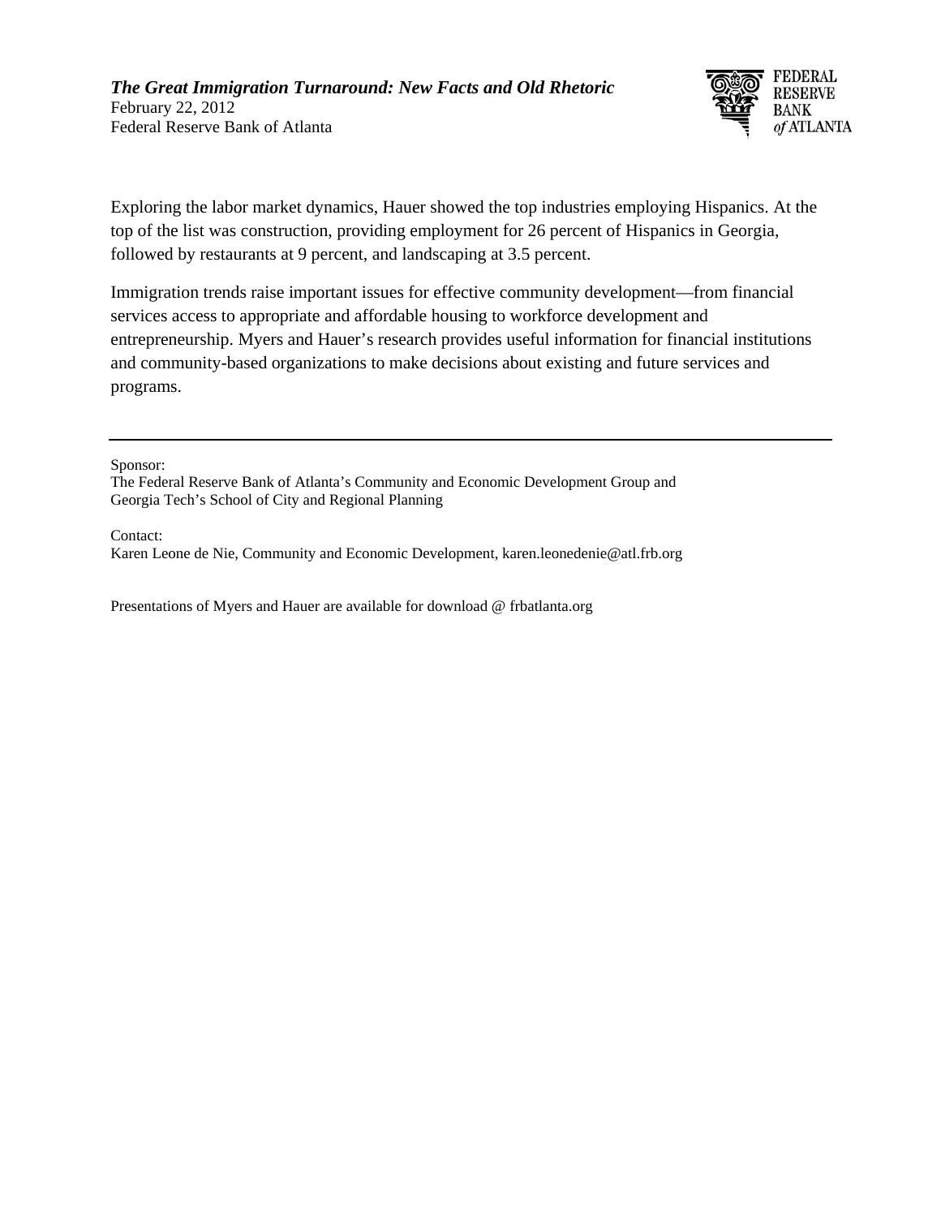Exploring the labor market dynamics, Hauer showed the top industries employing Hispanics. At the top of the list was construction, providing employment for 26 percent of Hispanics in Georgia, followed by restaurants at 9 percent, and landscaping at 3.5 percent.

Immigration trends raise important issues for effective community development—from financial services access to appropriate and affordable housing to workforce development and entrepreneurship. Myers and Hauer's research provides useful information for financial institutions and community-based organizations to make decisions about existing and future services and programs.

---

Sponsor:
The Federal Reserve Bank of Atlanta's Community and Economic Development Group and Georgia Tech's School of City and Regional Planning

Contact:
Karen Leone de Nie, Community and Economic Development, karen.leonedenie@atl.frb.org

Presentations of Myers and Hauer are available for download @ frbatlanta.org